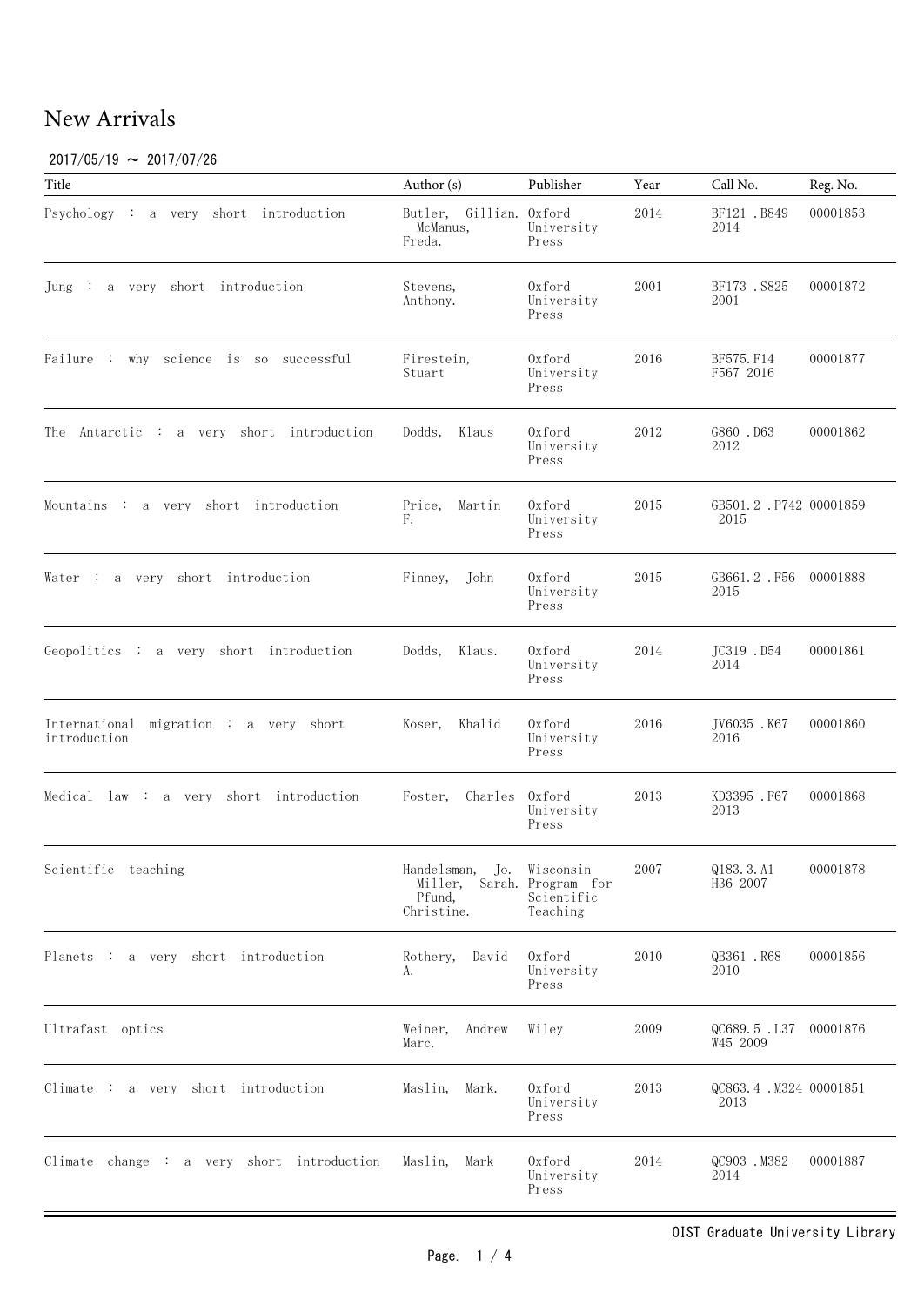# New Arrivals

2017/05/19 ～ 2017/07/26

| Title | Author (s) | Publisher | Year | Call No. | Reg. No. |
|---|---|---|---|---|---|
| Psychology : a very short introduction | Butler, Gillian. McManus, Freda. | Oxford University Press | 2014 | BF121 .B849 2014 | 00001853 |
| Jung : a very short introduction | Stevens, Anthony. | Oxford University Press | 2001 | BF173 .S825 2001 | 00001872 |
| Failure : why science is so successful | Firestein, Stuart | Oxford University Press | 2016 | BF575.F14 F567 2016 | 00001877 |
| The Antarctic : a very short introduction | Dodds, Klaus | Oxford University Press | 2012 | G860 .D63 2012 | 00001862 |
| Mountains : a very short introduction | Price, Martin F. | Oxford University Press | 2015 | GB501.2 .P742 2015 | 00001859 |
| Water : a very short introduction | Finney, John | Oxford University Press | 2015 | GB661.2 .F56 2015 | 00001888 |
| Geopolitics : a very short introduction | Dodds, Klaus. | Oxford University Press | 2014 | JC319 .D54 2014 | 00001861 |
| International migration : a very short introduction | Koser, Khalid | Oxford University Press | 2016 | JV6035 .K67 2016 | 00001860 |
| Medical law : a very short introduction | Foster, Charles | Oxford University Press | 2013 | KD3395 .F67 2013 | 00001868 |
| Scientific teaching | Handelsman, Jo. Miller, Sarah. Pfund, Christine. | Wisconsin Program for Scientific Teaching | 2007 | Q183.3.A1 H36 2007 | 00001878 |
| Planets : a very short introduction | Rothery, David A. | Oxford University Press | 2010 | QB361 .R68 2010 | 00001856 |
| Ultrafast optics | Weiner, Andrew Marc. | Wiley | 2009 | QC689.5 .L37 W45 2009 | 00001876 |
| Climate : a very short introduction | Maslin, Mark. | Oxford University Press | 2013 | QC863.4 .M324 2013 | 00001851 |
| Climate change : a very short introduction | Maslin, Mark | Oxford University Press | 2014 | QC903 .M382 2014 | 00001887 |

OIST Graduate University Library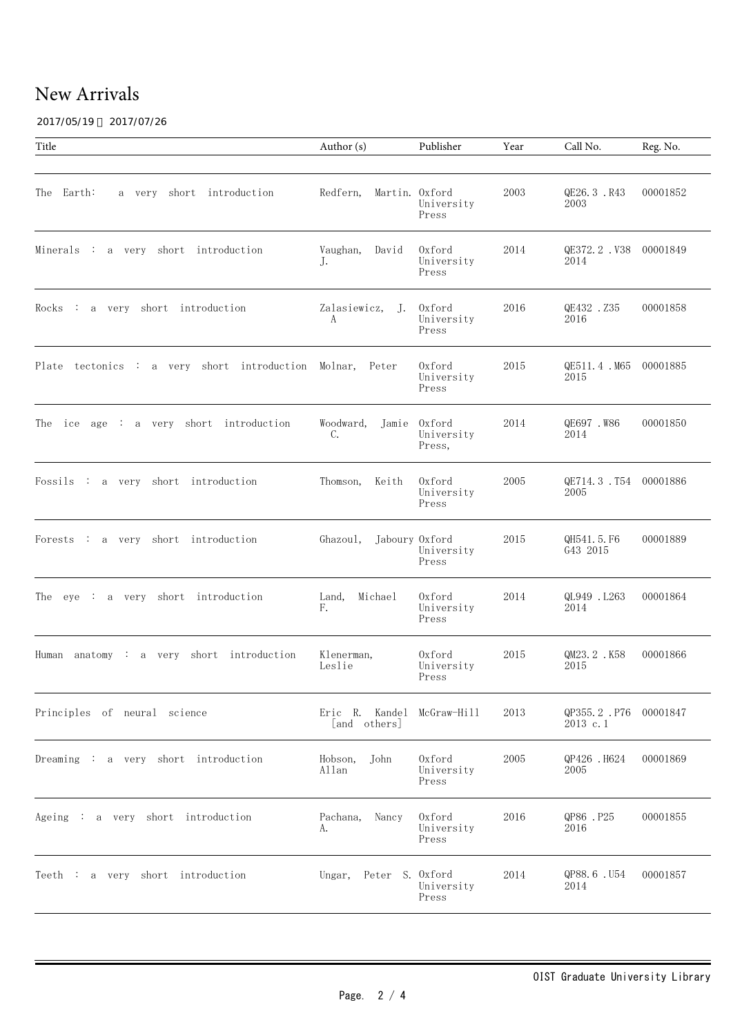# New Arrivals

2017/05/19 ～ 2017/07/26

| Title | Author (s) | Publisher | Year | Call No. | Reg. No. |
|---|---|---|---|---|---|
| The Earth: a very short introduction | Redfern, Martin. | Oxford University Press | 2003 | QE26.3 .R43 2003 | 00001852 |
| Minerals : a very short introduction | Vaughan, David J. | Oxford University Press | 2014 | QE372.2 .V38 2014 | 00001849 |
| Rocks : a very short introduction | Zalasiewicz, J. A | Oxford University Press | 2016 | QE432 .Z35 2016 | 00001858 |
| Plate tectonics : a very short introduction | Molnar, Peter | Oxford University Press | 2015 | QE511.4 .M65 2015 | 00001885 |
| The ice age : a very short introduction | Woodward, Jamie C. | Oxford University Press, | 2014 | QE697 .W86 2014 | 00001850 |
| Fossils : a very short introduction | Thomson, Keith | Oxford University Press | 2005 | QE714.3 .T54 2005 | 00001886 |
| Forests : a very short introduction | Ghazoul, Jaboury | Oxford University Press | 2015 | QH541.5.F6 G43 2015 | 00001889 |
| The eye : a very short introduction | Land, Michael F. | Oxford University Press | 2014 | QL949 .L263 2014 | 00001864 |
| Human anatomy : a very short introduction | Klenerman, Leslie | Oxford University Press | 2015 | QM23.2 .K58 2015 | 00001866 |
| Principles of neural science | Eric R. Kandel [and others] | McGraw-Hill | 2013 | QP355.2 .P76 2013 c.1 | 00001847 |
| Dreaming : a very short introduction | Hobson, John Allan | Oxford University Press | 2005 | QP426 .H624 2005 | 00001869 |
| Ageing : a very short introduction | Pachana, Nancy A. | Oxford University Press | 2016 | QP86 .P25 2016 | 00001855 |
| Teeth : a very short introduction | Ungar, Peter S. | Oxford University Press | 2014 | QP88.6 .U54 2014 | 00001857 |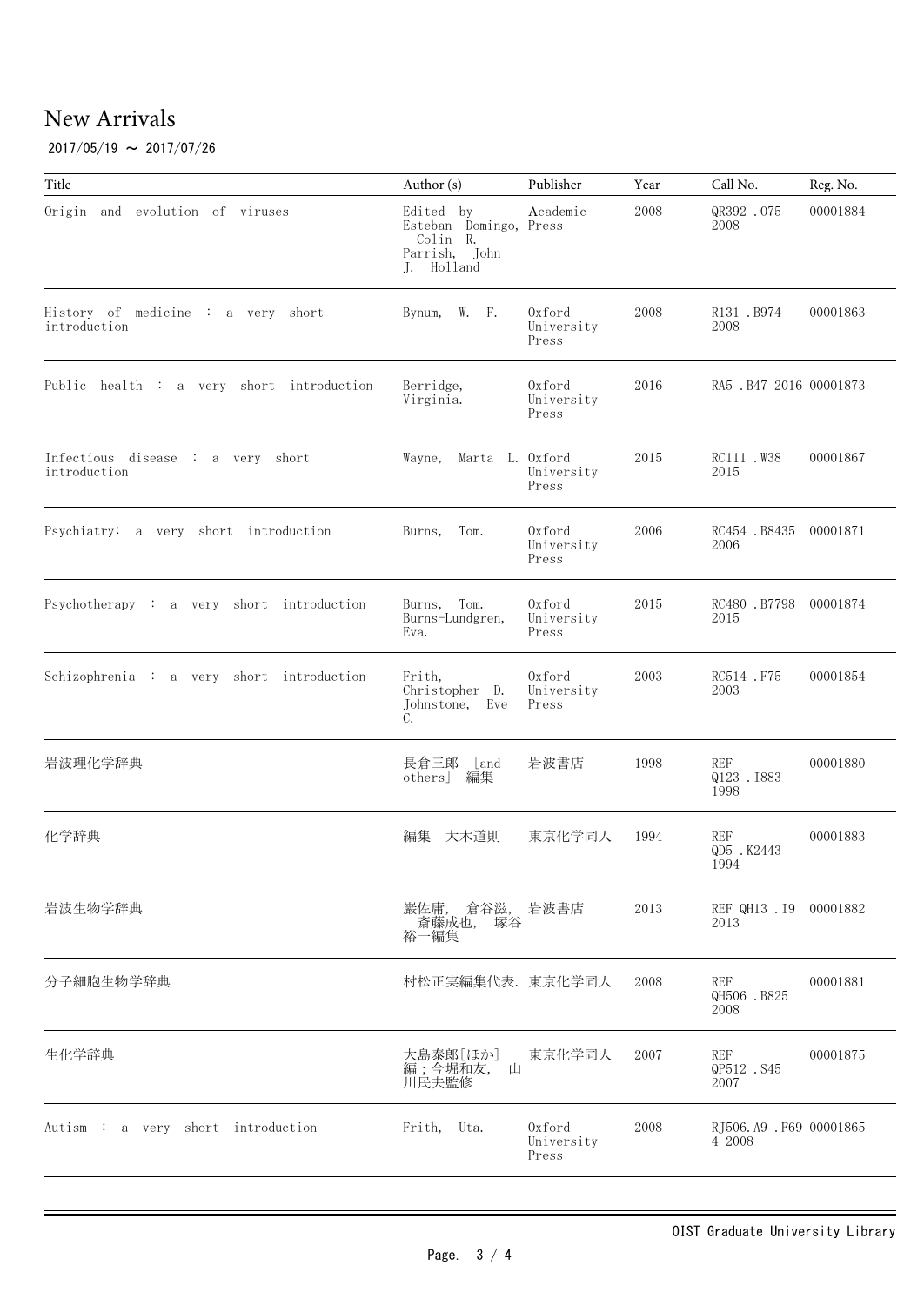# New Arrivals

2017/05/19 ～ 2017/07/26

| Title | Author (s) | Publisher | Year | Call No. | Reg. No. |
|---|---|---|---|---|---|
| Origin and evolution of viruses | Edited by Esteban Domingo, Colin R. Parrish, John J. Holland | Academic Press | 2008 | QR392 .O75 2008 | 00001884 |
| History of medicine : a very short introduction | Bynum, W. F. | Oxford University Press | 2008 | R131 .B974 2008 | 00001863 |
| Public health : a very short introduction | Berridge, Virginia. | Oxford University Press | 2016 | RA5 .B47 2016 | 00001873 |
| Infectious disease : a very short introduction | Wayne, Marta L. | Oxford University Press | 2015 | RC111 .W38 2015 | 00001867 |
| Psychiatry: a very short introduction | Burns, Tom. | Oxford University Press | 2006 | RC454 .B8435 2006 | 00001871 |
| Psychotherapy : a very short introduction | Burns, Tom. Burns-Lundgren, Eva. | Oxford University Press | 2015 | RC480 .B7798 2015 | 00001874 |
| Schizophrenia : a very short introduction | Frith, Christopher D. Johnstone, Eve C. | Oxford University Press | 2003 | RC514 .F75 2003 | 00001854 |
| 岩波理化学辞典 | 長倉三郎 [and others] 編集 | 岩波書店 | 1998 | REF Q123 .I883 1998 | 00001880 |
| 化学辞典 | 編集 大木道則 | 東京化学同人 | 1994 | REF QD5 .K2443 1994 | 00001883 |
| 岩波生物学辞典 | 巌佐庸, 倉谷滋, 斎藤成也, 塚谷裕一編集 | 岩波書店 | 2013 | REF QH13 .I9 2013 | 00001882 |
| 分子細胞生物学辞典 | 村松正實編集代表. | 東京化学同人 | 2008 | REF QH506 .B825 2008 | 00001881 |
| 生化学辞典 | 大島泰郎[ほか]編；今堀和友, 山川民夫監修 | 東京化学同人 | 2007 | REF QP512 .S45 2007 | 00001875 |
| Autism : a very short introduction | Frith, Uta. | Oxford University Press | 2008 | RJ506.A9 .F694 2008 | 00001865 |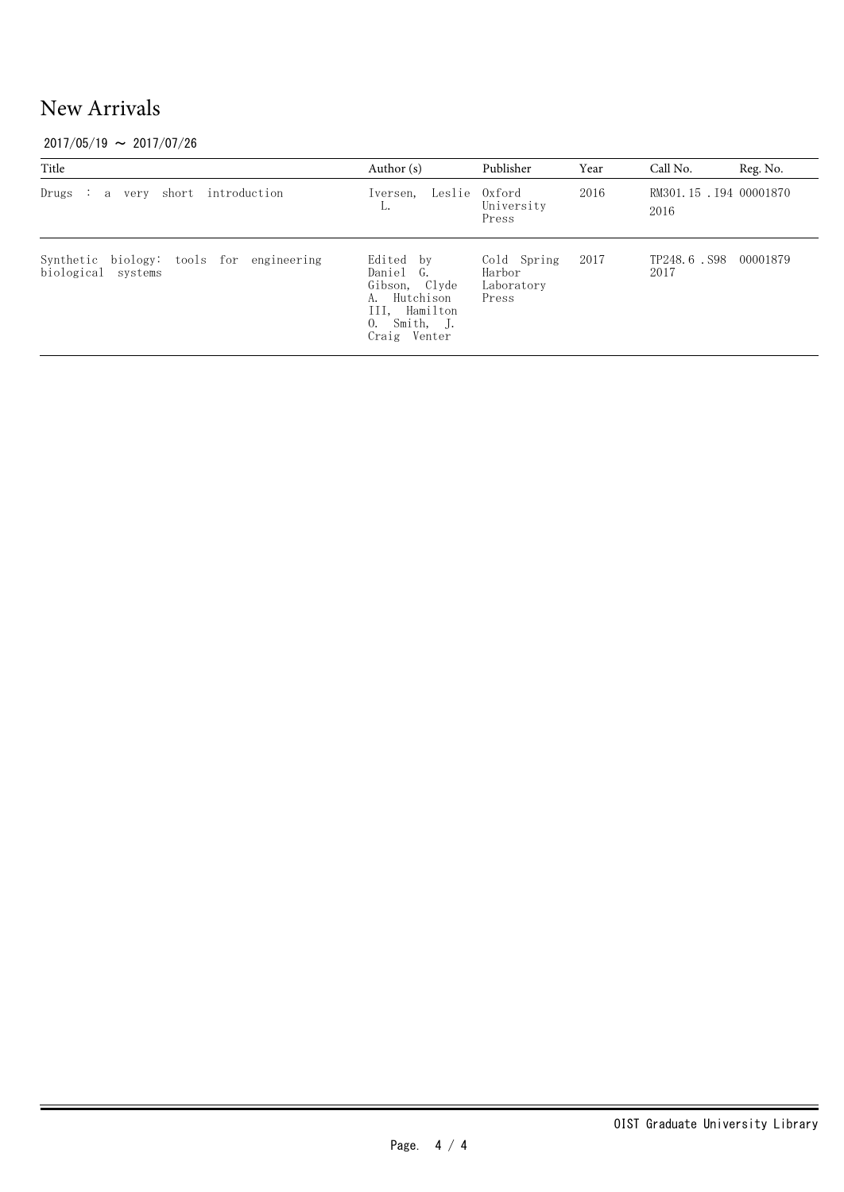# New Arrivals

2017/05/19 ～ 2017/07/26

| Title | Author (s) | Publisher | Year | Call No. | Reg. No. |
|---|---|---|---|---|---|
| Drugs : a very short introduction | Iversen, Leslie L. | Oxford University Press | 2016 | RM301.15 .I94 2016 | 00001870 |
| Synthetic biology: tools for engineering biological systems | Edited by Daniel G. Gibson, Clyde A. Hutchison III, Hamilton O. Smith, J. Craig Venter | Cold Spring Harbor Laboratory Press | 2017 | TP248.6 .S98 2017 | 00001879 |

OIST Graduate University Library